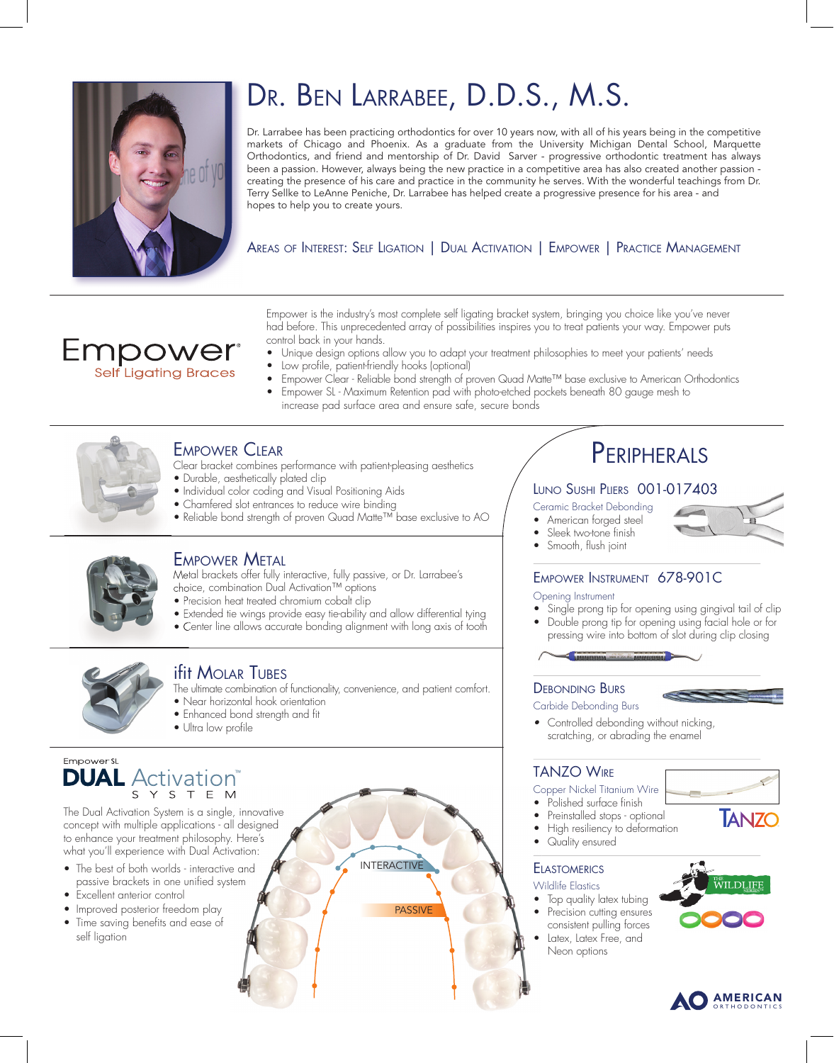# Dr. Ben Larrabee, D.D.S., M.S

Dr. Larrabee has been practicing orthodontics for over 10 years now, with all of his years being in the competitive markets of Chicago and Phoenix. As a graduate from the University Michigan Dental School, Marquette Orthodontics, and friend and mentorship of Dr. David Sarver - progressive orthodontic treatment has always been a passion. However, always being the new practice in a competitive area has also created another passion - creating the presence of his care and practice in the community he serves. With the wonderful teachings from Dr. Terry Sellke to LeAnne Peniche, Dr. Larrabee has helped create a progressive presence for his area - and hopes to help you to create yours.

Areas of Interest: Self Ligation | Dual Activation | Empower | Practice Management

---

## Empower®
### Self Ligating Braces

Empower is the industry's most complete self ligating bracket system, bringing you choice like you've never had before. This unprecedented array of possibilities inspires you to treat patients your way. Empower puts control back in your hands.

- Unique design options allow you to adapt your treatment philosophies to meet your patients' needs
- Low profile, patient-friendly hooks (optional)
- Empower Clear - Reliable bond strength of proven Quad Matte™ base exclusive to American Orthodontics
- Empower SL - Maximum Retention pad with photo-etched pockets beneath 80 gauge mesh to increase pad surface area and ensure safe, secure bonds

---

## Empower Clear

Clear bracket combines performance with patient-pleasing aesthetics

- Durable, aesthetically plated clip
- Individual color coding and Visual Positioning Aids
- Chamfered slot entrances to reduce wire binding
- Reliable bond strength of proven Quad Matte™ base exclusive to AO

## Empower Metal

Metal brackets offer fully interactive, fully passive, or Dr. Larrabee's choice, combination Dual Activation™ options

- Precision heat treated chromium cobalt clip
- Extended tie wings provide easy tie-ability and allow differential tying
- Center line allows accurate bonding alignment with long axis of tooth

## ifit Molar Tubes

The ultimate combination of functionality, convenience, and patient comfort.

- Near horizontal hook orientation
- Enhanced bond strength and fit
- Ultra low profile

## Empower® SL DUAL Activation™ System

The Dual Activation System is a single, innovative concept with multiple applications - all designed to enhance your treatment philosophy. Here's what you'll experience with Dual Activation:

- The best of both worlds - interactive and passive brackets in one unified system
- Excellent anterior control
- Improved posterior freedom play
- Time saving benefits and ease of self ligation

INTERACTIVE

PASSIVE

# Peripherals

## Luno Sushi Pliers 001-017403

Ceramic Bracket Debonding

- American forged steel
- Sleek two-tone finish
- Smooth, flush joint

## Empower Instrument 678-901C

Opening Instrument

- Single prong tip for opening using gingival tail of clip
- Double prong tip for opening using facial hole or for pressing wire into bottom of slot during clip closing

## Debonding Burs

Carbide Debonding Burs

- Controlled debonding without nicking, scratching, or abrading the enamel

## TANZO Wire

Copper Nickel Titanium Wire

- Polished surface finish
- Preinstalled stops - optional
- High resiliency to deformation
- Quality ensured

TANZO

## Elastomerics

Wildlife Elastics

- Top quality latex tubing
- Precision cutting ensures consistent pulling forces
- Latex, Latex Free, and Neon options

The Wildlife Series

AO American Orthodontics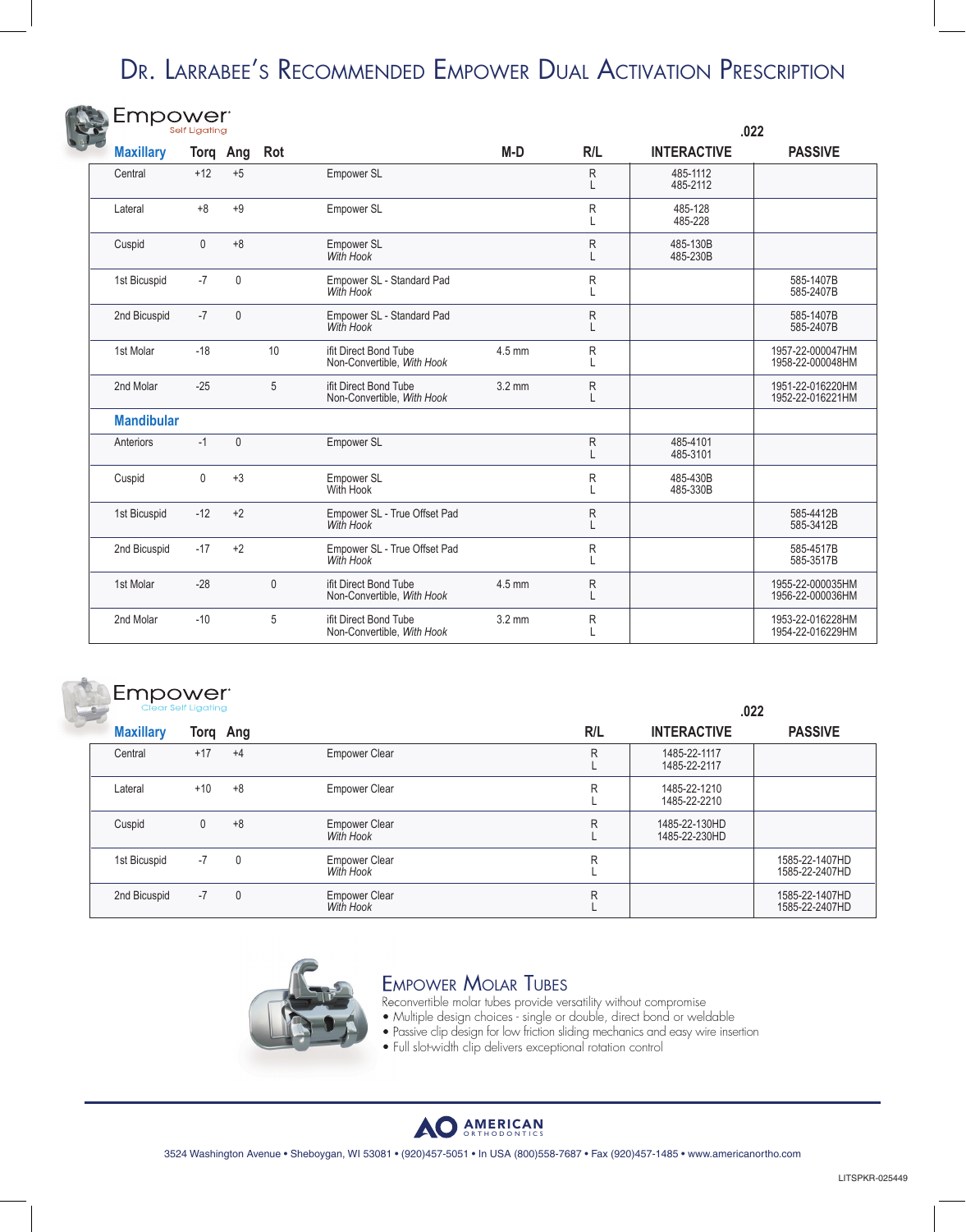# Dr. Larrabee's Recommended Empower Dual Activation Prescription

## Empower Self Ligating

| Maxillary | Torq | Ang | Rot | | M-D | R/L | .022 INTERACTIVE | .022 PASSIVE |
|---|---|---|---|---|---|---|---|---|
| Central | +12 | +5 | | Empower SL | | R<br>L | 485-1112<br>485-2112 | |
| Lateral | +8 | +9 | | Empower SL | | R<br>L | 485-128<br>485-228 | |
| Cuspid | 0 | +8 | | Empower SL<br>*With Hook* | | R<br>L | 485-130B<br>485-230B | |
| 1st Bicuspid | -7 | 0 | | Empower SL - Standard Pad<br>*With Hook* | | R<br>L | | 585-1407B<br>585-2407B |
| 2nd Bicuspid | -7 | 0 | | Empower SL - Standard Pad<br>*With Hook* | | R<br>L | | 585-1407B<br>585-2407B |
| 1st Molar | -18 | | 10 | ifit Direct Bond Tube<br>Non-Convertible, *With Hook* | 4.5 mm | R<br>L | | 1957-22-000047HM<br>1958-22-000048HM |
| 2nd Molar | -25 | | 5 | ifit Direct Bond Tube<br>Non-Convertible, *With Hook* | 3.2 mm | R<br>L | | 1951-22-016220HM<br>1952-22-016221HM |
| **Mandibular** | | | | | | | | |
| Anteriors | -1 | 0 | | Empower SL | | R<br>L | 485-4101<br>485-3101 | |
| Cuspid | 0 | +3 | | Empower SL<br>With Hook | | R<br>L | 485-430B<br>485-330B | |
| 1st Bicuspid | -12 | +2 | | Empower SL - True Offset Pad<br>*With Hook* | | R<br>L | | 585-4412B<br>585-3412B |
| 2nd Bicuspid | -17 | +2 | | Empower SL - True Offset Pad<br>*With Hook* | | R<br>L | | 585-4517B<br>585-3517B |
| 1st Molar | -28 | | 0 | ifit Direct Bond Tube<br>Non-Convertible, *With Hook* | 4.5 mm | R<br>L | | 1955-22-000035HM<br>1956-22-000036HM |
| 2nd Molar | -10 | | 5 | ifit Direct Bond Tube<br>Non-Convertible, *With Hook* | 3.2 mm | R<br>L | | 1953-22-016228HM<br>1954-22-016229HM |

## Empower Clear Self Ligating

| Maxillary | Torq | Ang | | R/L | .022 INTERACTIVE | .022 PASSIVE |
|---|---|---|---|---|---|---|
| Central | +17 | +4 | Empower Clear | R<br>L | 1485-22-1117<br>1485-22-2117 | |
| Lateral | +10 | +8 | Empower Clear | R<br>L | 1485-22-1210<br>1485-22-2210 | |
| Cuspid | 0 | +8 | Empower Clear<br>*With Hook* | R<br>L | 1485-22-130HD<br>1485-22-230HD | |
| 1st Bicuspid | -7 | 0 | Empower Clear<br>*With Hook* | R<br>L | | 1585-22-1407HD<br>1585-22-2407HD |
| 2nd Bicuspid | -7 | 0 | Empower Clear<br>*With Hook* | R<br>L | | 1585-22-1407HD<br>1585-22-2407HD |

## Empower Molar Tubes

Reconvertible molar tubes provide versatility without compromise

- Multiple design choices - single or double, direct bond or weldable
- Passive clip design for low friction sliding mechanics and easy wire insertion
- Full slot-width clip delivers exceptional rotation control

AO AMERICAN ORTHODONTICS

3524 Washington Avenue • Sheboygan, WI 53081 • (920)457-5051 • In USA (800)558-7687 • Fax (920)457-1485 • www.americanortho.com

LITSPKR-025449